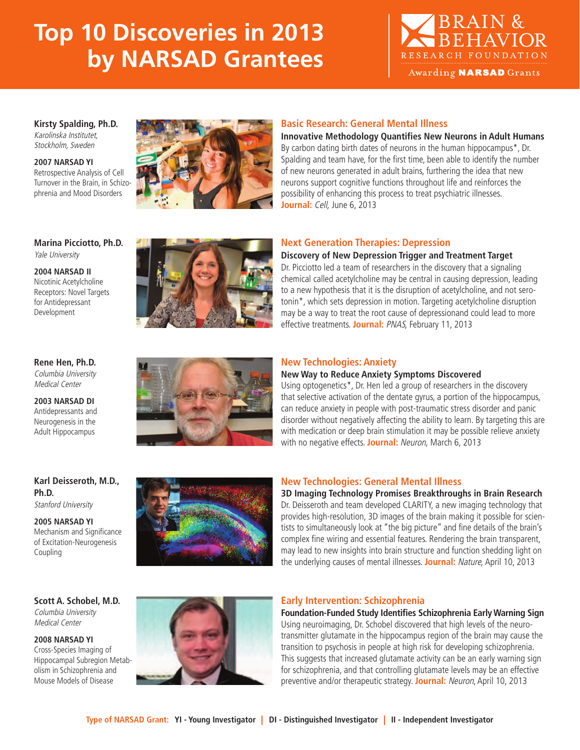# Top 10 Discoveries in 2013 by NARSAD Grantees

BRAIN & BEHAVIOR RESEARCH FOUNDATION

Awarding **NARSAD** Grants

**Kirsty Spalding, Ph.D.**
*Karolinska Institutet, Stockholm, Sweden*

**2007 NARSAD YI**
Retrospective Analysis of Cell Turnover in the Brain, in Schizophrenia and Mood Disorders

## Basic Research: General Mental Illness

**Innovative Methodology Quantifies New Neurons in Adult Humans**

By carbon dating birth dates of neurons in the human hippocampus*, Dr. Spalding and team have, for the first time, been able to identify the number of new neurons generated in adult brains, furthering the idea that new neurons support cognitive functions throughout life and reinforces the possibility of enhancing this process to treat psychiatric illnesses. **Journal:** *Cell,* June 6, 2013

**Marina Picciotto, Ph.D.**
*Yale University*

**2004 NARSAD II**
Nicotinic Acetylcholine Receptors: Novel Targets for Antidepressant Development

## Next Generation Therapies: Depression

**Discovery of New Depression Trigger and Treatment Target**

Dr. Picciotto led a team of researchers in the discovery that a signaling chemical called acetylcholine may be central in causing depression, leading to a new hypothesis that it is the disruption of acetylcholine, and not serotonin*, which sets depression in motion. Targeting acetylcholine disruption may be a way to treat the root cause of depressionand could lead to more effective treatments. **Journal:** *PNAS,* February 11, 2013

**Rene Hen, Ph.D.**
*Columbia University Medical Center*

**2003 NARSAD DI**
Antidepressants and Neurogenesis in the Adult Hippocampus

## New Technologies: Anxiety

**New Way to Reduce Anxiety Symptoms Discovered**

Using optogenetics*, Dr. Hen led a group of researchers in the discovery that selective activation of the dentate gyrus, a portion of the hippocampus, can reduce anxiety in people with post-traumatic stress disorder and panic disorder without negatively affecting the ability to learn. By targeting this are with medication or deep brain stimulation it may be possible relieve anxiety with no negative effects. **Journal:** *Neuron,* March 6, 2013

**Karl Deisseroth, M.D., Ph.D.**
*Stanford University*

**2005 NARSAD YI**
Mechanism and Significance of Excitation-Neurogenesis Coupling

## New Technologies: General Mental Illness

**3D Imaging Technology Promises Breakthroughs in Brain Research**

Dr. Deisseroth and team developed CLARITY, a new imaging technology that provides high-resolution, 3D images of the brain making it possible for scientists to simultaneously look at "the big picture" and fine details of the brain's complex fine wiring and essential features. Rendering the brain transparent, may lead to new insights into brain structure and function shedding light on the underlying causes of mental illnesses. **Journal:** *Nature,* April 10, 2013

**Scott A. Schobel, M.D.**
*Columbia University Medical Center*

**2008 NARSAD YI**
Cross-Species Imaging of Hippocampal Subregion Metabolism in Schizophrenia and Mouse Models of Disease

## Early Intervention: Schizophrenia

**Foundation-Funded Study Identifies Schizophrenia Early Warning Sign**

Using neuroimaging, Dr. Schobel discovered that high levels of the neurotransmitter glutamate in the hippocampus region of the brain may cause the transition to psychosis in people at high risk for developing schizophrenia. This suggests that increased glutamate activity can be an early warning sign for schizophrenia, and that controlling glutamate levels may be an effective preventive and/or therapeutic strategy. **Journal:** *Neuron,* April 10, 2013

**Type of NARSAD Grant:** **YI - Young Investigator** | **DI - Distinguished Investigator** | **II - Independent Investigator**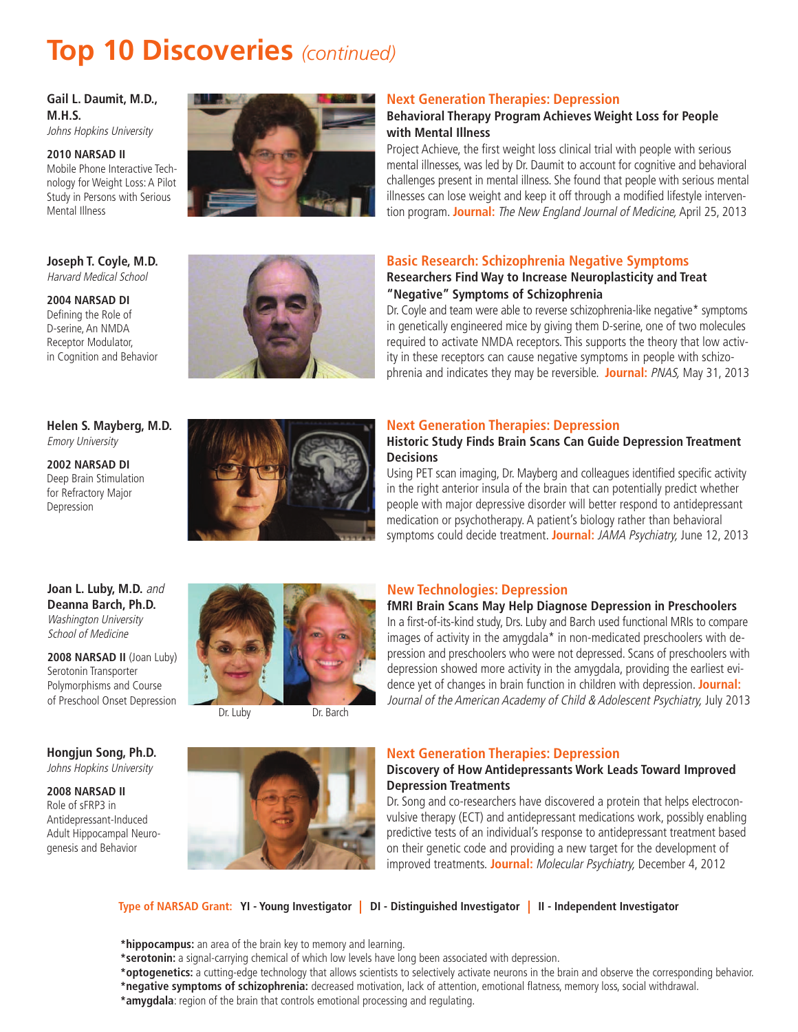# Top 10 Discoveries *(continued)*

**Gail L. Daumit, M.D., M.H.S.**
*Johns Hopkins University*

**2010 NARSAD II**
Mobile Phone Interactive Technology for Weight Loss: A Pilot Study in Persons with Serious Mental Illness

## Next Generation Therapies: Depression

### Behavioral Therapy Program Achieves Weight Loss for People with Mental Illness

Project Achieve, the first weight loss clinical trial with people with serious mental illnesses, was led by Dr. Daumit to account for cognitive and behavioral challenges present in mental illness. She found that people with serious mental illnesses can lose weight and keep it off through a modified lifestyle intervention program. **Journal:** *The New England Journal of Medicine,* April 25, 2013

**Joseph T. Coyle, M.D.**
*Harvard Medical School*

**2004 NARSAD DI**
Defining the Role of D-serine, An NMDA Receptor Modulator, in Cognition and Behavior

## Basic Research: Schizophrenia Negative Symptoms

### Researchers Find Way to Increase Neuroplasticity and Treat "Negative" Symptoms of Schizophrenia

Dr. Coyle and team were able to reverse schizophrenia-like negative* symptoms in genetically engineered mice by giving them D-serine, one of two molecules required to activate NMDA receptors. This supports the theory that low activity in these receptors can cause negative symptoms in people with schizophrenia and indicates they may be reversible. **Journal:** *PNAS,* May 31, 2013

**Helen S. Mayberg, M.D.**
*Emory University*

**2002 NARSAD DI**
Deep Brain Stimulation for Refractory Major Depression

## Next Generation Therapies: Depression

### Historic Study Finds Brain Scans Can Guide Depression Treatment Decisions

Using PET scan imaging, Dr. Mayberg and colleagues identified specific activity in the right anterior insula of the brain that can potentially predict whether people with major depressive disorder will better respond to antidepressant medication or psychotherapy. A patient's biology rather than behavioral symptoms could decide treatment. **Journal:** *JAMA Psychiatry,* June 12, 2013

**Joan L. Luby, M.D.** *and* **Deanna Barch, Ph.D.**
*Washington University School of Medicine*

**2008 NARSAD II** (Joan Luby)
Serotonin Transporter Polymorphisms and Course of Preschool Onset Depression

Dr. Luby Dr. Barch

## New Technologies: Depression

### fMRI Brain Scans May Help Diagnose Depression in Preschoolers

In a first-of-its-kind study, Drs. Luby and Barch used functional MRIs to compare images of activity in the amygdala* in non-medicated preschoolers with depression and preschoolers who were not depressed. Scans of preschoolers with depression showed more activity in the amygdala, providing the earliest evidence yet of changes in brain function in children with depression. **Journal:** *Journal of the American Academy of Child & Adolescent Psychiatry,* July 2013

**Hongjun Song, Ph.D.**
*Johns Hopkins University*

**2008 NARSAD II**
Role of sFRP3 in Antidepressant-Induced Adult Hippocampal Neurogenesis and Behavior

## Next Generation Therapies: Depression

### Discovery of How Antidepressants Work Leads Toward Improved Depression Treatments

Dr. Song and co-researchers have discovered a protein that helps electroconvulsive therapy (ECT) and antidepressant medications work, possibly enabling predictive tests of an individual's response to antidepressant treatment based on their genetic code and providing a new target for the development of improved treatments. **Journal:** *Molecular Psychiatry,* December 4, 2012

Type of NARSAD Grant: **YI - Young Investigator** | **DI - Distinguished Investigator** | **II - Independent Investigator**

***hippocampus:** an area of the brain key to memory and learning.
***serotonin:** a signal-carrying chemical of which low levels have long been associated with depression.
***optogenetics:** a cutting-edge technology that allows scientists to selectively activate neurons in the brain and observe the corresponding behavior.
***negative symptoms of schizophrenia:** decreased motivation, lack of attention, emotional flatness, memory loss, social withdrawal.
***amygdala**: region of the brain that controls emotional processing and regulating.